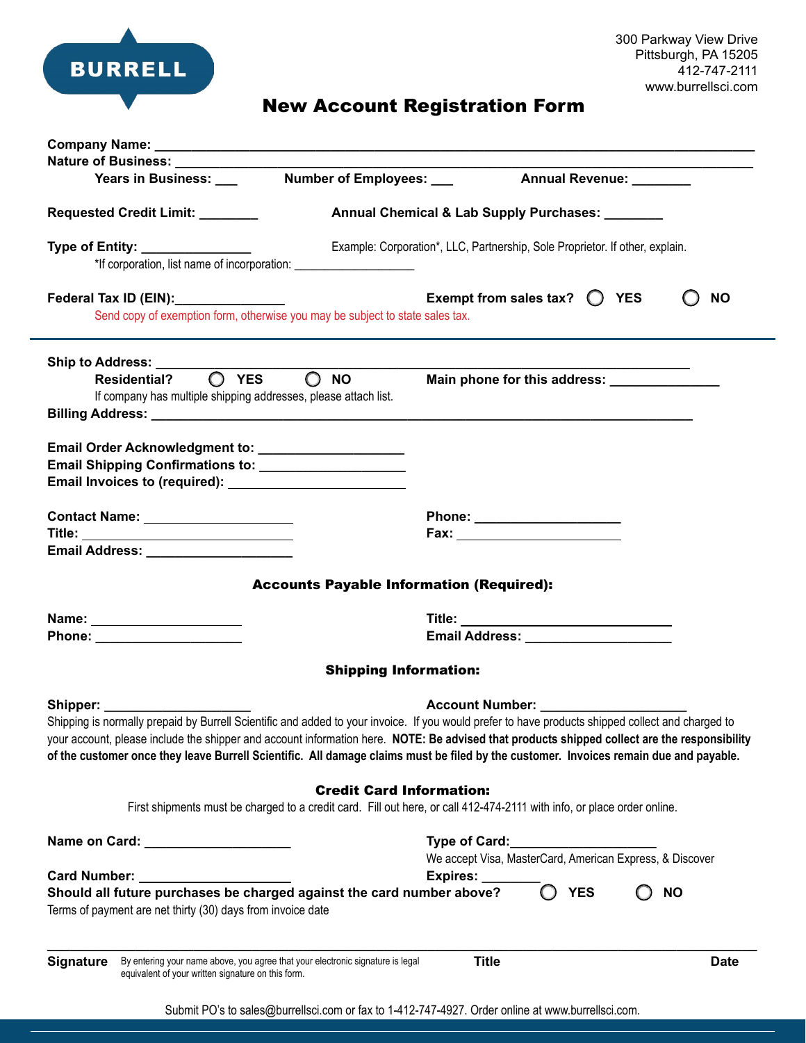BURRELL

300 Parkway View Drive
Pittsburgh, PA 15205
412-747-2111
www.burrellsci.com

# New Account Registration Form

**Company Name:** ______________________________________________

**Nature of Business:** ______________________________________________

**Years in Business:** ___ **Number of Employees:** ___ **Annual Revenue:** ________

**Requested Credit Limit:** ________ **Annual Chemical & Lab Supply Purchases:** ________

**Type of Entity:** _______________ Example: Corporation*, LLC, Partnership, Sole Proprietor. If other, explain.

*If corporation, list name of incorporation: ___________________

**Federal Tax ID (EIN):**_______________ **Exempt from sales tax?** ◯ **YES** ◯ **NO**

Send copy of exemption form, otherwise you may be subject to state sales tax.

---

**Ship to Address:** ______________________________________________

**Residential?** ◯ **YES** ◯ **NO** **Main phone for this address:** _______________

If company has multiple shipping addresses, please attach list.

**Billing Address:** ______________________________________________

**Email Order Acknowledgment to:** ____________________

**Email Shipping Confirmations to:** ____________________

**Email Invoices to (required):** ____________________

**Contact Name:** ____________________ **Phone:** ____________________

**Title:** ____________________ **Fax:** ____________________

**Email Address:** ____________________

## Accounts Payable Information (Required):

**Name:** ____________________ **Title:** ____________________

**Phone:** ____________________ **Email Address:** ____________________

## Shipping Information:

**Shipper:** ____________________ **Account Number:** ____________________

Shipping is normally prepaid by Burrell Scientific and added to your invoice. If you would prefer to have products shipped collect and charged to your account, please include the shipper and account information here. **NOTE: Be advised that products shipped collect are the responsibility of the customer once they leave Burrell Scientific. All damage claims must be filed by the customer. Invoices remain due and payable.**

## Credit Card Information:

First shipments must be charged to a credit card. Fill out here, or call 412-474-2111 with info, or place order online.

**Name on Card:** ____________________ **Type of Card:**____________________

We accept Visa, MasterCard, American Express, & Discover

**Card Number:** ____________________ **Expires:** ________

**Should all future purchases be charged against the card number above?** ◯ **YES** ◯ **NO**

Terms of payment are net thirty (30) days from invoice date

______________________________________________________________________

**Signature** By entering your name above, you agree that your electronic signature is legal equivalent of your written signature on this form. **Title** **Date**

Submit PO's to sales@burrellsci.com or fax to 1-412-747-4927. Order online at www.burrellsci.com.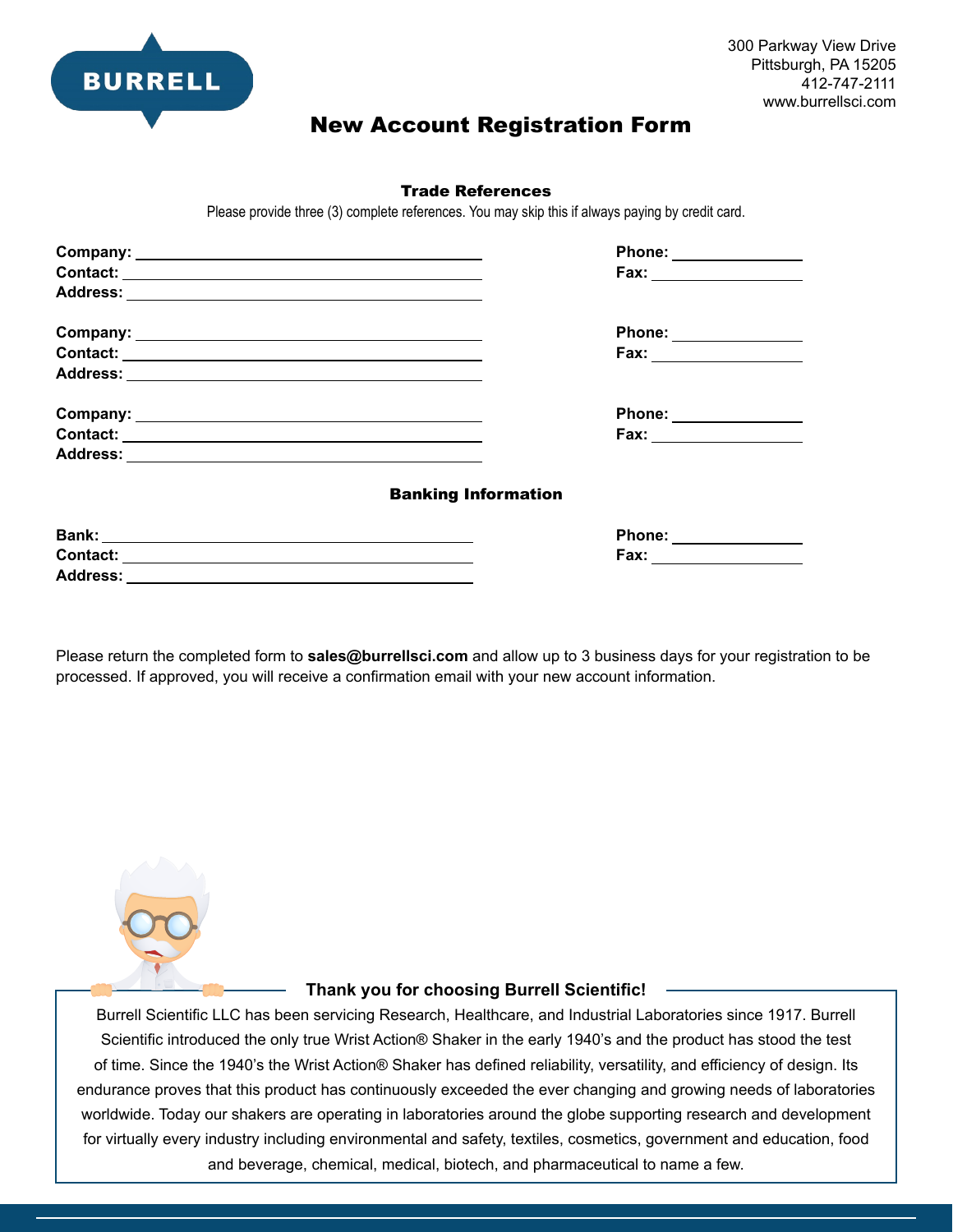BURRELL

300 Parkway View Drive
Pittsburgh, PA 15205
412-747-2111
www.burrellsci.com

# New Account Registration Form

## Trade References

Please provide three (3) complete references. You may skip this if always paying by credit card.

**Company:** ______________________________ **Phone:** ______________
**Contact:** ______________________________ **Fax:** ______________
**Address:** ______________________________

**Company:** ______________________________ **Phone:** ______________
**Contact:** ______________________________ **Fax:** ______________
**Address:** ______________________________

**Company:** ______________________________ **Phone:** ______________
**Contact:** ______________________________ **Fax:** ______________
**Address:** ______________________________

## Banking Information

**Bank:** ______________________________ **Phone:** ______________
**Contact:** ______________________________ **Fax:** ______________
**Address:** ______________________________

Please return the completed form to **sales@burrellsci.com** and allow up to 3 business days for your registration to be processed. If approved, you will receive a confirmation email with your new account information.

**Thank you for choosing Burrell Scientific!**

Burrell Scientific LLC has been servicing Research, Healthcare, and Industrial Laboratories since 1917. Burrell Scientific introduced the only true Wrist Action® Shaker in the early 1940's and the product has stood the test of time. Since the 1940's the Wrist Action® Shaker has defined reliability, versatility, and efficiency of design. Its endurance proves that this product has continuously exceeded the ever changing and growing needs of laboratories worldwide. Today our shakers are operating in laboratories around the globe supporting research and development for virtually every industry including environmental and safety, textiles, cosmetics, government and education, food and beverage, chemical, medical, biotech, and pharmaceutical to name a few.